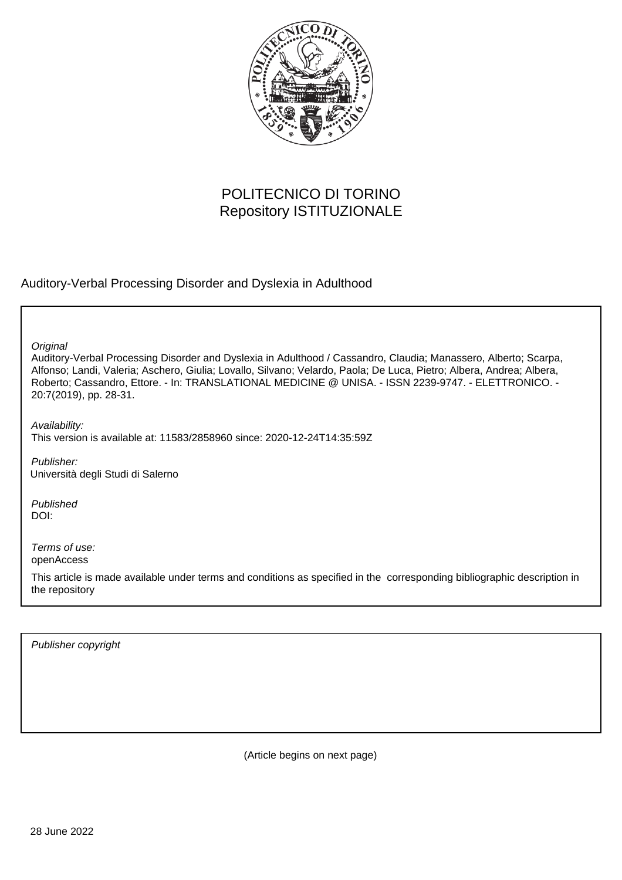POLITECNICO DI TORINO
Repository ISTITUZIONALE

Auditory-Verbal Processing Disorder and Dyslexia in Adulthood

*Original*
Auditory-Verbal Processing Disorder and Dyslexia in Adulthood / Cassandro, Claudia; Manassero, Alberto; Scarpa, Alfonso; Landi, Valeria; Aschero, Giulia; Lovallo, Silvano; Velardo, Paola; De Luca, Pietro; Albera, Andrea; Albera, Roberto; Cassandro, Ettore. - In: TRANSLATIONAL MEDICINE @ UNISA. - ISSN 2239-9747. - ELETTRONICO. - 20:7(2019), pp. 28-31.

*Availability:*
This version is available at: 11583/2858960 since: 2020-12-24T14:35:59Z

*Publisher:*
Università degli Studi di Salerno

*Published*
DOI:

*Terms of use:*
openAccess

This article is made available under terms and conditions as specified in the corresponding bibliographic description in the repository

*Publisher copyright*

(Article begins on next page)

28 June 2022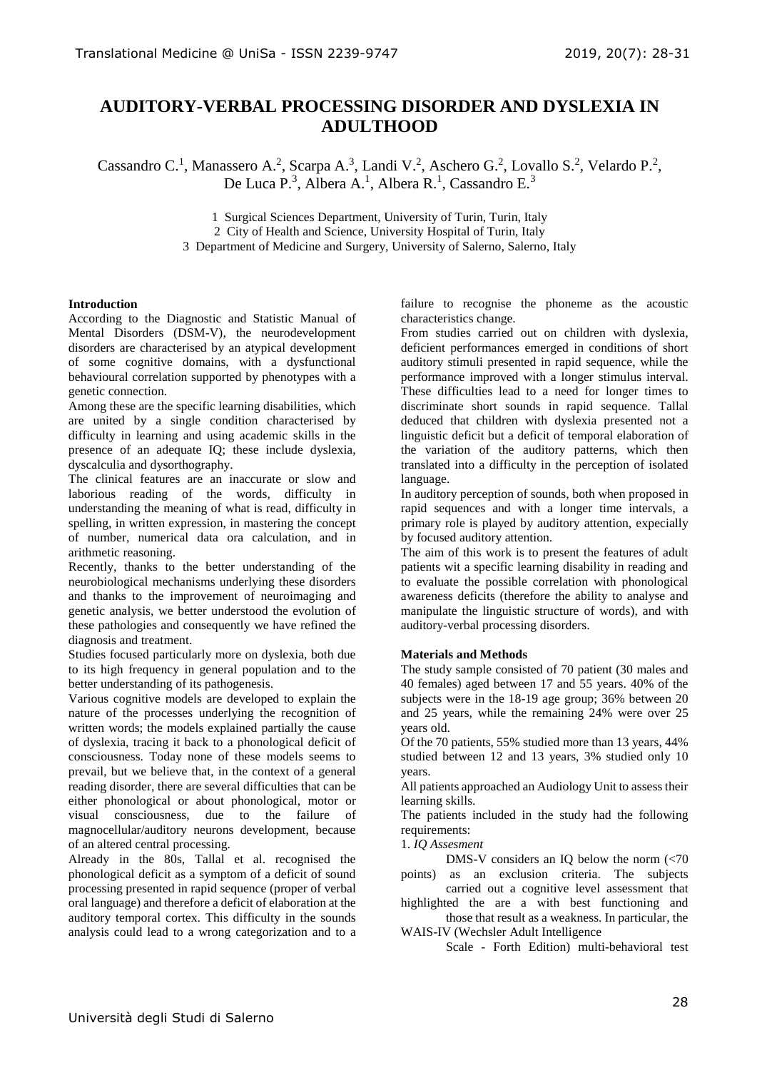# AUDITORY-VERBAL PROCESSING DISORDER AND DYSLEXIA IN ADULTHOOD

Cassandro C.[1], Manassero A.[2], Scarpa A.[3], Landi V.[2], Aschero G.[2], Lovallo S.[2], Velardo P.[2], De Luca P.[3], Albera A.[1], Albera R.[1], Cassandro E.[3]

1 Surgical Sciences Department, University of Turin, Turin, Italy
2 City of Health and Science, University Hospital of Turin, Italy
3 Department of Medicine and Surgery, University of Salerno, Salerno, Italy

**Introduction**

According to the Diagnostic and Statistic Manual of Mental Disorders (DSM-V), the neurodevelopment disorders are characterised by an atypical development of some cognitive domains, with a dysfunctional behavioural correlation supported by phenotypes with a genetic connection.

Among these are the specific learning disabilities, which are united by a single condition characterised by difficulty in learning and using academic skills in the presence of an adequate IQ; these include dyslexia, dyscalculia and dysorthography.

The clinical features are an inaccurate or slow and laborious reading of the words, difficulty in understanding the meaning of what is read, difficulty in spelling, in written expression, in mastering the concept of number, numerical data ora calculation, and in arithmetic reasoning.

Recently, thanks to the better understanding of the neurobiological mechanisms underlying these disorders and thanks to the improvement of neuroimaging and genetic analysis, we better understood the evolution of these pathologies and consequently we have refined the diagnosis and treatment.

Studies focused particularly more on dyslexia, both due to its high frequency in general population and to the better understanding of its pathogenesis.

Various cognitive models are developed to explain the nature of the processes underlying the recognition of written words; the models explained partially the cause of dyslexia, tracing it back to a phonological deficit of consciousness. Today none of these models seems to prevail, but we believe that, in the context of a general reading disorder, there are several difficulties that can be either phonological or about phonological, motor or visual consciousness, due to the failure of magnocellular/auditory neurons development, because of an altered central processing.

Already in the 80s, Tallal et al. recognised the phonological deficit as a symptom of a deficit of sound processing presented in rapid sequence (proper of verbal oral language) and therefore a deficit of elaboration at the auditory temporal cortex. This difficulty in the sounds analysis could lead to a wrong categorization and to a failure to recognise the phoneme as the acoustic characteristics change.

From studies carried out on children with dyslexia, deficient performances emerged in conditions of short auditory stimuli presented in rapid sequence, while the performance improved with a longer stimulus interval. These difficulties lead to a need for longer times to discriminate short sounds in rapid sequence. Tallal deduced that children with dyslexia presented not a linguistic deficit but a deficit of temporal elaboration of the variation of the auditory patterns, which then translated into a difficulty in the perception of isolated language.

In auditory perception of sounds, both when proposed in rapid sequences and with a longer time intervals, a primary role is played by auditory attention, expecially by focused auditory attention.

The aim of this work is to present the features of adult patients wit a specific learning disability in reading and to evaluate the possible correlation with phonological awareness deficits (therefore the ability to analyse and manipulate the linguistic structure of words), and with auditory-verbal processing disorders.

**Materials and Methods**

The study sample consisted of 70 patient (30 males and 40 females) aged between 17 and 55 years. 40% of the subjects were in the 18-19 age group; 36% between 20 and 25 years, while the remaining 24% were over 25 years old.

Of the 70 patients, 55% studied more than 13 years, 44% studied between 12 and 13 years, 3% studied only 10 years.

All patients approached an Audiology Unit to assess their learning skills.

The patients included in the study had the following requirements:

1. *IQ Assesment*

DMS-V considers an IQ below the norm (<70 points) as an exclusion criteria. The subjects carried out a cognitive level assessment that highlighted the are a with best functioning and those that result as a weakness. In particular, the WAIS-IV (Wechsler Adult Intelligence Scale - Forth Edition) multi-behavioral test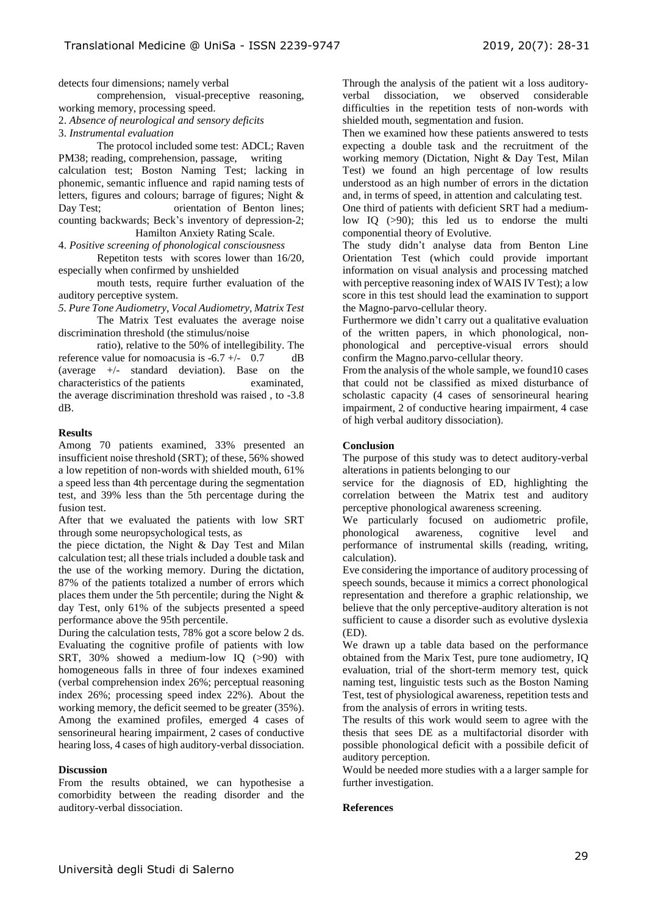detects four dimensions; namely verbal comprehension, visual-preceptive reasoning, working memory, processing speed.

2. *Absence of neurological and sensory deficits*

3. *Instrumental evaluation*

The protocol included some test: ADCL; Raven PM38; reading, comprehension, passage, writing calculation test; Boston Naming Test; lacking in phonemic, semantic influence and rapid naming tests of letters, figures and colours; barrage of figures; Night & Day Test; orientation of Benton lines; counting backwards; Beck's inventory of depression-2; Hamilton Anxiety Rating Scale.

4. *Positive screening of phonological consciousness*

Repetiton tests with scores lower than 16/20, especially when confirmed by unshielded mouth tests, require further evaluation of the auditory perceptive system.

*5. Pure Tone Audiometry, Vocal Audiometry, Matrix Test*

The Matrix Test evaluates the average noise discrimination threshold (the stimulus/noise ratio), relative to the 50% of intellegibility. The reference value for nomoacusia is -6.7 +/- 0.7 dB (average +/- standard deviation). Base on the characteristics of the patients examinated, the average discrimination threshold was raised , to -3.8 dB.

**Results**

Among 70 patients examined, 33% presented an insufficient noise threshold (SRT); of these, 56% showed a low repetition of non-words with shielded mouth, 61% a speed less than 4th percentage during the segmentation test, and 39% less than the 5th percentage during the fusion test.

After that we evaluated the patients with low SRT through some neuropsychological tests, as the piece dictation, the Night & Day Test and Milan calculation test; all these trials included a double task and the use of the working memory. During the dictation, 87% of the patients totalized a number of errors which places them under the 5th percentile; during the Night & day Test, only 61% of the subjects presented a speed performance above the 95th percentile.

During the calculation tests, 78% got a score below 2 ds. Evaluating the cognitive profile of patients with low SRT, 30% showed a medium-low IQ (>90) with homogeneous falls in three of four indexes examined (verbal comprehension index 26%; perceptual reasoning index 26%; processing speed index 22%). About the working memory, the deficit seemed to be greater (35%). Among the examined profiles, emerged 4 cases of sensorineural hearing impairment, 2 cases of conductive hearing loss, 4 cases of high auditory-verbal dissociation.

**Discussion**

From the results obtained, we can hypothesise a comorbidity between the reading disorder and the auditory-verbal dissociation.

Through the analysis of the patient wit a loss auditory-verbal dissociation, we observed considerable difficulties in the repetition tests of non-words with shielded mouth, segmentation and fusion.

Then we examined how these patients answered to tests expecting a double task and the recruitment of the working memory (Dictation, Night & Day Test, Milan Test) we found an high percentage of low results understood as an high number of errors in the dictation and, in terms of speed, in attention and calculating test.

One third of patients with deficient SRT had a medium-low IQ (>90); this led us to endorse the multi componential theory of Evolutive.

The study didn't analyse data from Benton Line Orientation Test (which could provide important information on visual analysis and processing matched with perceptive reasoning index of WAIS IV Test); a low score in this test should lead the examination to support the Magno-parvo-cellular theory.

Furthermore we didn't carry out a qualitative evaluation of the written papers, in which phonological, non-phonological and perceptive-visual errors should confirm the Magno.parvo-cellular theory.

From the analysis of the whole sample, we found10 cases that could not be classified as mixed disturbance of scholastic capacity (4 cases of sensorineural hearing impairment, 2 of conductive hearing impairment, 4 case of high verbal auditory dissociation).

**Conclusion**

The purpose of this study was to detect auditory-verbal alterations in patients belonging to our service for the diagnosis of ED, highlighting the correlation between the Matrix test and auditory perceptive phonological awareness screening.

We particularly focused on audiometric profile, phonological awareness, cognitive level and performance of instrumental skills (reading, writing, calculation).

Eve considering the importance of auditory processing of speech sounds, because it mimics a correct phonological representation and therefore a graphic relationship, we believe that the only perceptive-auditory alteration is not sufficient to cause a disorder such as evolutive dyslexia (ED).

We drawn up a table data based on the performance obtained from the Marix Test, pure tone audiometry, IQ evaluation, trial of the short-term memory test, quick naming test, linguistic tests such as the Boston Naming Test, test of physiological awareness, repetition tests and from the analysis of errors in writing tests.

The results of this work would seem to agree with the thesis that sees DE as a multifactorial disorder with possible phonological deficit with a possibile deficit of auditory perception.

Would be needed more studies with a a larger sample for further investigation.

**References**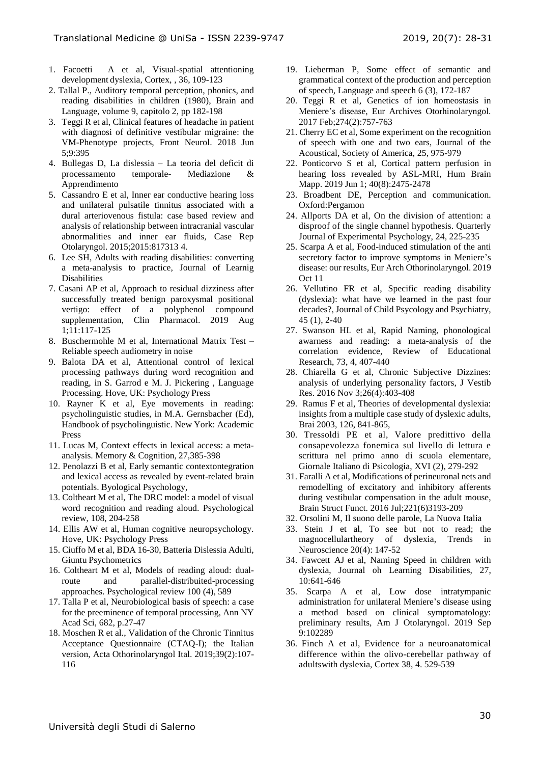1. Facoetti A et al, Visual-spatial attentioning development dyslexia, Cortex, , 36, 109-123
2. Tallal P., Auditory temporal perception, phonics, and reading disabilities in children (1980), Brain and Language, volume 9, capitolo 2, pp 182-198
3. Teggi R et al, Clinical features of headache in patient with diagnosi of definitive vestibular migraine: the VM-Phenotype projects, Front Neurol. 2018 Jun 5;9:395
4. Bullegas D, La dislessia – La teoria del deficit di processamento temporale- Mediazione & Apprendimento
5. Cassandro E et al, Inner ear conductive hearing loss and unilateral pulsatile tinnitus associated with a dural arteriovenous fistula: case based review and analysis of relationship between intracranial vascular abnormalities and inner ear fluids, Case Rep Otolaryngol. 2015;2015:817313 4.
6. Lee SH, Adults with reading disabilities: converting a meta-analysis to practice, Journal of Learnig Disabilities
7. Casani AP et al, Approach to residual dizziness after successfully treated benign paroxysmal positional vertigo: effect of a polyphenol compound supplementation, Clin Pharmacol. 2019 Aug 1;11:117-125
8. Buschermohle M et al, International Matrix Test – Reliable speech audiometry in noise
9. Balota DA et al, Attentional control of lexical processing pathways during word recognition and reading, in S. Garrod e M. J. Pickering , Language Processing. Hove, UK: Psychology Press
10. Rayner K et al, Eye movements in reading: psycholinguistic studies, in M.A. Gernsbacher (Ed), Handbook of psycholinguistic. New York: Academic Press
11. Lucas M, Context effects in lexical access: a meta-analysis. Memory & Cognition, 27,385-398
12. Penolazzi B et al, Early semantic contextontegration and lexical access as revealed by event-related brain potentials. Byological Psychology,
13. Coltheart M et al, The DRC model: a model of visual word recognition and reading aloud. Psychological review, 108, 204-258
14. Ellis AW et al, Human cognitive neuropsychology. Hove, UK: Psychology Press
15. Ciuffo M et al, BDA 16-30, Batteria Dislessia Adulti, Giuntu Psychometrics
16. Coltheart M et al, Models of reading aloud: dual-route and parallel-distribuited-processing approaches. Psychological review 100 (4), 589
17. Talla P et al, Neurobiological basis of speech: a case for the preeminence of temporal processing, Ann NY Acad Sci, 682, p.27-47
18. Moschen R et al., Validation of the Chronic Tinnitus Acceptance Questionnaire (CTAQ-I); the Italian version, Acta Othorinolaryngol Ital. 2019;39(2):107-116
19. Lieberman P, Some effect of semantic and grammatical context of the production and perception of speech, Language and speech 6 (3), 172-187
20. Teggi R et al, Genetics of ion homeostasis in Meniere's disease, Eur Archives Otorhinolaryngol. 2017 Feb;274(2):757-763
21. Cherry EC et al, Some experiment on the recognition of speech with one and two ears, Journal of the Acoustical Society of America, 25, 975-979
22. Ponticorvo S et al, Cortical pattern perfusion in hearing loss revealed by ASL-MRI, Hum Brain Mapp. 2019 Jun 1; 40(8):2475-2478
23. Broadbent DE, Perception and communication. Oxford:Pergamon
24. Allports DA et al, On the division of attention: a disproof of the single channel hypothesis. Quarterly Journal of Experimental Psychology, 24, 225-235
25. Scarpa A et al, Food-induced stimulation of the anti secretory factor to improve symptoms in Meniere's disease: our results, Eur Arch Othorinolaryngol. 2019 Oct 11
26. Vellutino FR et al, Specific reading disability (dyslexia): what have we learned in the past four decades?, Journal of Child Psycology and Psychiatry, 45 (1), 2-40
27. Swanson HL et al, Rapid Naming, phonological awarness and reading: a meta-analysis of the correlation evidence, Review of Educational Research, 73, 4, 407-440
28. Chiarella G et al, Chronic Subjective Dizzines: analysis of underlying personality factors, J Vestib Res. 2016 Nov 3;26(4):403-408
29. Ramus F et al, Theories of developmental dyslexia: insights from a multiple case study of dyslexic adults, Brai 2003, 126, 841-865,
30. Tressoldi PE et al, Valore predittivo della consapevolezza fonemica sul livello di lettura e scrittura nel primo anno di scuola elementare, Giornale Italiano di Psicologia, XVI (2), 279-292
31. Faralli A et al, Modifications of perineuronal nets and remodelling of excitatory and inhibitory afferents during vestibular compensation in the adult mouse, Brain Struct Funct. 2016 Jul;221(6)3193-209
32. Orsolini M, Il suono delle parole, La Nuova Italia
33. Stein J et al, To see but not to read; the magnocellulartheory of dyslexia, Trends in Neuroscience 20(4): 147-52
34. Fawcett AJ et al, Naming Speed in children with dyslexia, Journal oh Learning Disabilities, 27, 10:641-646
35. Scarpa A et al, Low dose intratympanic administration for unilateral Meniere's disease using a method based on clinical symptomatology: preliminary results, Am J Otolaryngol. 2019 Sep 9:102289
36. Finch A et al, Evidence for a neuroanatomical difference within the olivo-cerebellar pathway of adultswith dyslexia, Cortex 38, 4. 529-539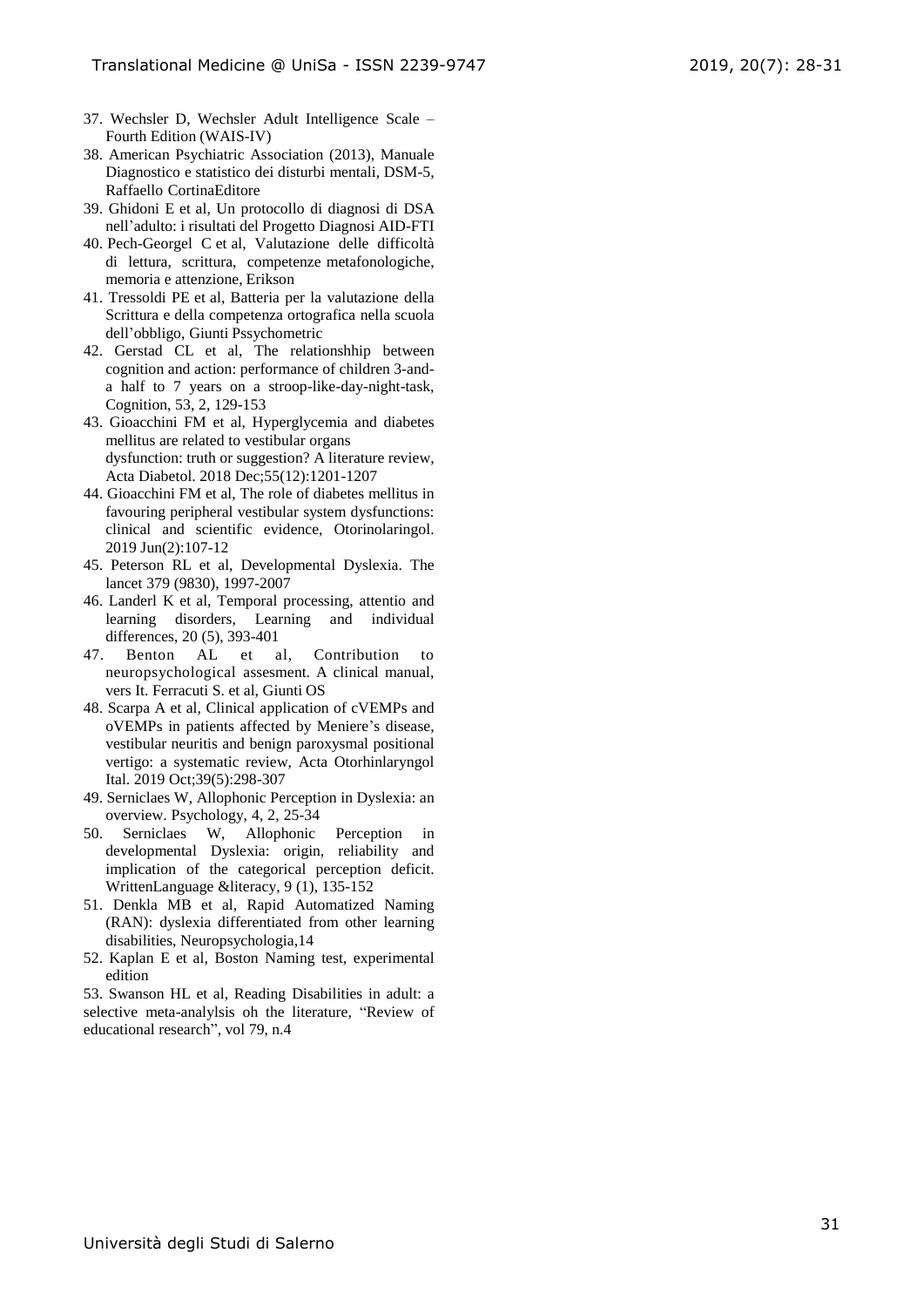37. Wechsler D, Wechsler Adult Intelligence Scale – Fourth Edition (WAIS-IV)
38. American Psychiatric Association (2013), Manuale Diagnostico e statistico dei disturbi mentali, DSM-5, Raffaello CortinaEditore
39. Ghidoni E et al, Un protocollo di diagnosi di DSA nell'adulto: i risultati del Progetto Diagnosi AID-FTI
40. Pech-Georgel C et al, Valutazione delle difficoltà di lettura, scrittura, competenze metafonologiche, memoria e attenzione, Erikson
41. Tressoldi PE et al, Batteria per la valutazione della Scrittura e della competenza ortografica nella scuola dell'obbligo, Giunti Pssychometric
42. Gerstad CL et al, The relationshhip between cognition and action: performance of children 3-and-a half to 7 years on a stroop-like-day-night-task, Cognition, 53, 2, 129-153
43. Gioacchini FM et al, Hyperglycemia and diabetes mellitus are related to vestibular organs dysfunction: truth or suggestion? A literature review, Acta Diabetol. 2018 Dec;55(12):1201-1207
44. Gioacchini FM et al, The role of diabetes mellitus in favouring peripheral vestibular system dysfunctions: clinical and scientific evidence, Otorinolaringol. 2019 Jun(2):107-12
45. Peterson RL et al, Developmental Dyslexia. The lancet 379 (9830), 1997-2007
46. Landerl K et al, Temporal processing, attentio and learning disorders, Learning and individual differences, 20 (5), 393-401
47. Benton AL et al, Contribution to neuropsychological assesment. A clinical manual, vers It. Ferracuti S. et al, Giunti OS
48. Scarpa A et al, Clinical application of cVEMPs and oVEMPs in patients affected by Meniere's disease, vestibular neuritis and benign paroxysmal positional vertigo: a systematic review, Acta Otorhinlaryngol Ital. 2019 Oct;39(5):298-307
49. Serniclaes W, Allophonic Perception in Dyslexia: an overview. Psychology, 4, 2, 25-34
50. Serniclaes W, Allophonic Perception in developmental Dyslexia: origin, reliability and implication of the categorical perception deficit. WrittenLanguage &literacy, 9 (1), 135-152
51. Denkla MB et al, Rapid Automatized Naming (RAN): dyslexia differentiated from other learning disabilities, Neuropsychologia,14
52. Kaplan E et al, Boston Naming test, experimental edition
53. Swanson HL et al, Reading Disabilities in adult: a selective meta-analylsis oh the literature, "Review of educational research", vol 79, n.4